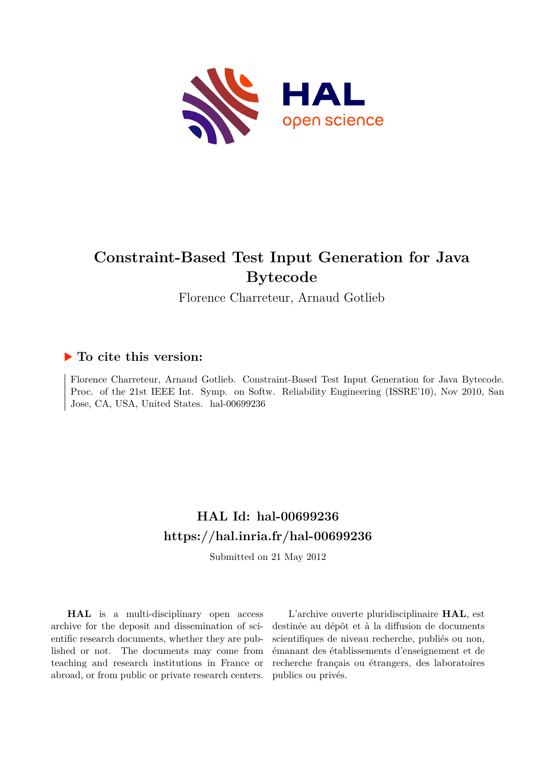# Constraint-Based Test Input Generation for Java Bytecode

Florence Charreteur, Arnaud Gotlieb

## ▶ To cite this version:

Florence Charreteur, Arnaud Gotlieb. Constraint-Based Test Input Generation for Java Bytecode. Proc. of the 21st IEEE Int. Symp. on Softw. Reliability Engineering (ISSRE'10), Nov 2010, San Jose, CA, USA, United States. hal-00699236

## HAL Id: hal-00699236

## https://hal.inria.fr/hal-00699236

Submitted on 21 May 2012

**HAL** is a multi-disciplinary open access archive for the deposit and dissemination of scientific research documents, whether they are published or not. The documents may come from teaching and research institutions in France or abroad, or from public or private research centers.

L'archive ouverte pluridisciplinaire **HAL**, est destinée au dépôt et à la diffusion de documents scientifiques de niveau recherche, publiés ou non, émanant des établissements d'enseignement et de recherche français ou étrangers, des laboratoires publics ou privés.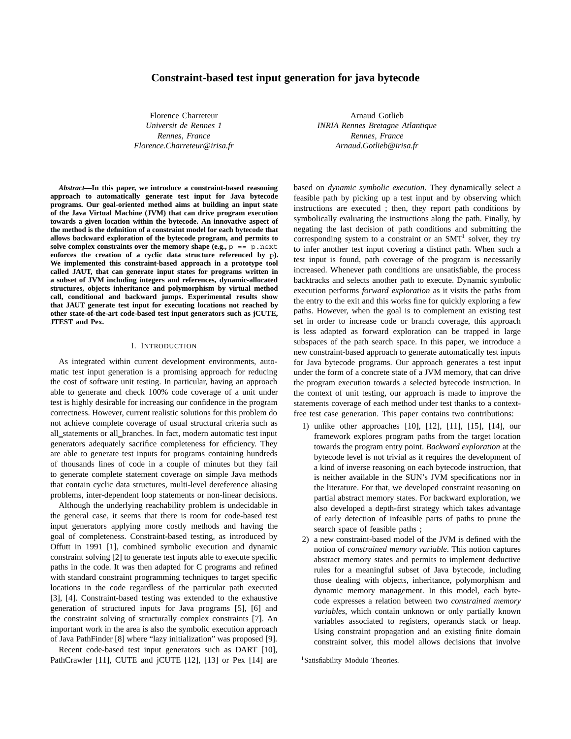# Constraint-based test input generation for java bytecode

Florence Charreteur
*Universit de Rennes 1*
*Rennes, France*
*Florence.Charreteur@irisa.fr*

Arnaud Gotlieb
*INRIA Rennes Bretagne Atlantique*
*Rennes, France*
*Arnaud.Gotlieb@irisa.fr*

***Abstract*—In this paper, we introduce a constraint-based reasoning approach to automatically generate test input for Java bytecode programs. Our goal-oriented method aims at building an input state of the Java Virtual Machine (JVM) that can drive program execution towards a given location within the bytecode. An innovative aspect of the method is the definition of a constraint model for each bytecode that allows backward exploration of the bytecode program, and permits to solve complex constraints over the memory shape (e.g., `p == p.next` enforces the creation of a cyclic data structure referenced by `p`). We implemented this constraint-based approach in a prototype tool called JAUT, that can generate input states for programs written in a subset of JVM including integers and references, dynamic-allocated structures, objects inheritance and polymorphism by virtual method call, conditional and backward jumps. Experimental results show that JAUT generate test input for executing locations not reached by other state-of-the-art code-based test input generators such as jCUTE, JTEST and Pex.**

## I. Introduction

As integrated within current development environments, automatic test input generation is a promising approach for reducing the cost of software unit testing. In particular, having an approach able to generate and check 100% code coverage of a unit under test is highly desirable for increasing our confidence in the program correctness. However, current realistic solutions for this problem do not achieve complete coverage of usual structural criteria such as all_statements or all_branches. In fact, modern automatic test input generators adequately sacrifice completeness for efficiency. They are able to generate test inputs for programs containing hundreds of thousands lines of code in a couple of minutes but they fail to generate complete statement coverage on simple Java methods that contain cyclic data structures, multi-level dereference aliasing problems, inter-dependent loop statements or non-linear decisions.

Although the underlying reachability problem is undecidable in the general case, it seems that there is room for code-based test input generators applying more costly methods and having the goal of completeness. Constraint-based testing, as introduced by Offutt in 1991 [1], combined symbolic execution and dynamic constraint solving [2] to generate test inputs able to execute specific paths in the code. It was then adapted for C programs and refined with standard constraint programming techniques to target specific locations in the code regardless of the particular path executed [3], [4]. Constraint-based testing was extended to the exhaustive generation of structured inputs for Java programs [5], [6] and the constraint solving of structurally complex constraints [7]. An important work in the area is also the symbolic execution approach of Java PathFinder [8] where "lazy initialization" was proposed [9].

Recent code-based test input generators such as DART [10], PathCrawler [11], CUTE and jCUTE [12], [13] or Pex [14] are based on *dynamic symbolic execution*. They dynamically select a feasible path by picking up a test input and by observing which instructions are executed ; then, they report path conditions by symbolically evaluating the instructions along the path. Finally, by negating the last decision of path conditions and submitting the corresponding system to a constraint or an SMT[1] solver, they try to infer another test input covering a distinct path. When such a test input is found, path coverage of the program is necessarily increased. Whenever path conditions are unsatisfiable, the process backtracks and selects another path to execute. Dynamic symbolic execution performs *forward exploration* as it visits the paths from the entry to the exit and this works fine for quickly exploring a few paths. However, when the goal is to complement an existing test set in order to increase code or branch coverage, this approach is less adapted as forward exploration can be trapped in large subspaces of the path search space. In this paper, we introduce a new constraint-based approach to generate automatically test inputs for Java bytecode programs. Our approach generates a test input under the form of a concrete state of a JVM memory, that can drive the program execution towards a selected bytecode instruction. In the context of unit testing, our approach is made to improve the statements coverage of each method under test thanks to a context-free test case generation. This paper contains two contributions:

1) unlike other approaches [10], [12], [11], [15], [14], our framework explores program paths from the target location towards the program entry point. *Backward exploration* at the bytecode level is not trivial as it requires the development of a kind of inverse reasoning on each bytecode instruction, that is neither available in the SUN's JVM specifications nor in the literature. For that, we developed constraint reasoning on partial abstract memory states. For backward exploration, we also developed a depth-first strategy which takes advantage of early detection of infeasible parts of paths to prune the search space of feasible paths ;
2) a new constraint-based model of the JVM is defined with the notion of *constrained memory variable*. This notion captures abstract memory states and permits to implement deductive rules for a meaningful subset of Java bytecode, including those dealing with objects, inheritance, polymorphism and dynamic memory management. In this model, each bytecode expresses a relation between two *constrained memory variables*, which contain unknown or only partially known variables associated to registers, operands stack or heap. Using constraint propagation and an existing finite domain constraint solver, this model allows decisions that involve

[1] Satisfiability Modulo Theories.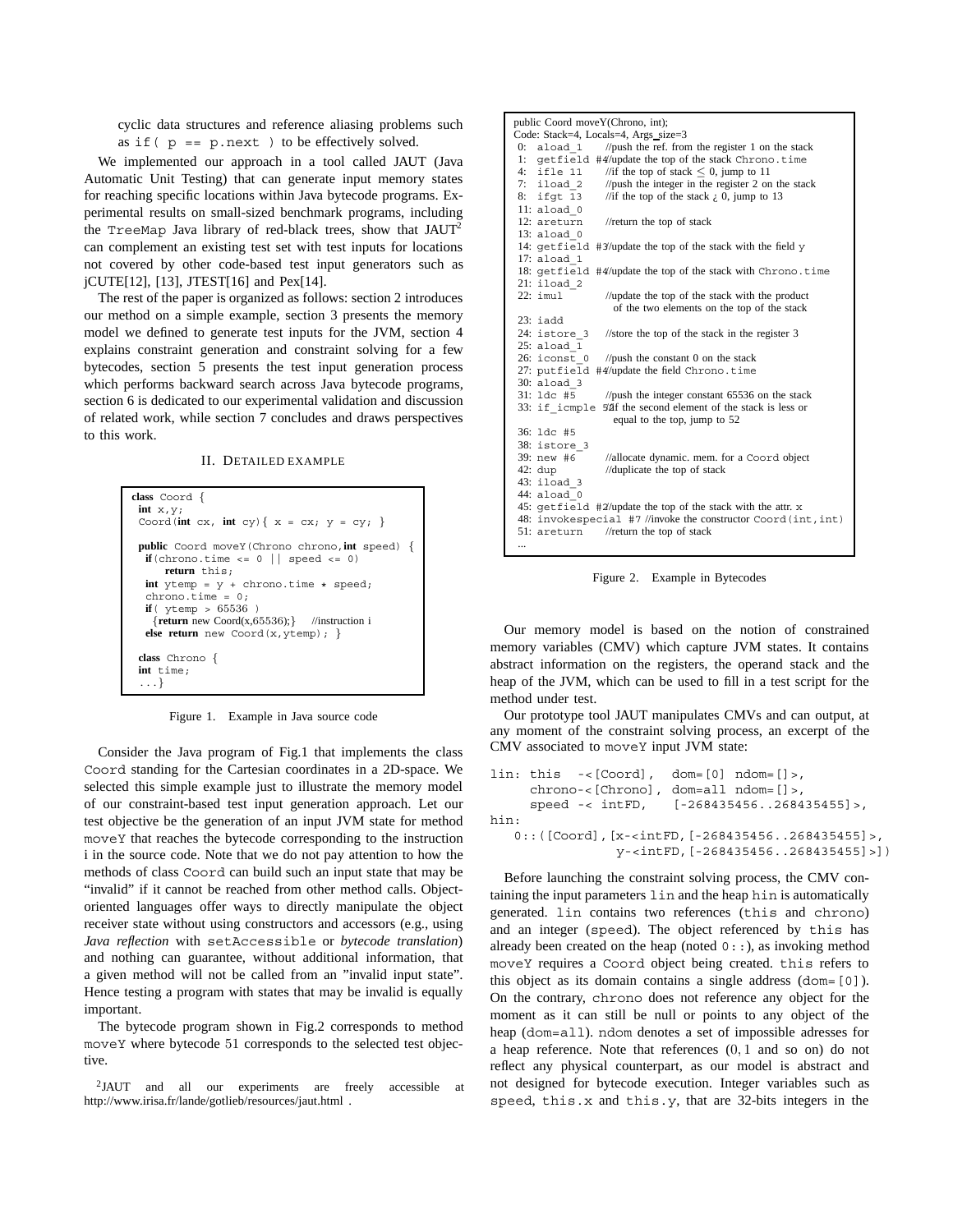cyclic data structures and reference aliasing problems such as `if( p == p.next )` to be effectively solved.

We implemented our approach in a tool called JAUT (Java Automatic Unit Testing) that can generate input memory states for reaching specific locations within Java bytecode programs. Experimental results on small-sized benchmark programs, including the `TreeMap` Java library of red-black trees, show that JAUT[2] can complement an existing test set with test inputs for locations not covered by other code-based test input generators such as jCUTE[12], [13], JTEST[16] and Pex[14].

The rest of the paper is organized as follows: section 2 introduces our method on a simple example, section 3 presents the memory model we defined to generate test inputs for the JVM, section 4 explains constraint generation and constraint solving for a few bytecodes, section 5 presents the test input generation process which performs backward search across Java bytecode programs, section 6 is dedicated to our experimental validation and discussion of related work, while section 7 concludes and draws perspectives to this work.

## II. Detailed example

```
class Coord {
 int x,y;
 Coord(int cx, int cy){ x = cx; y = cy; }

 public Coord moveY(Chrono chrono,int speed) {
  if(chrono.time <= 0 || speed <= 0)
      return this;
  int ytemp = y + chrono.time * speed;
  chrono.time = 0;
  if( ytemp > 65536 )
   {return new Coord(x,65536);}    //instruction i
  else return new Coord(x,ytemp); }

 class Chrono {
 int time;
 ...}
```

Figure 1. Example in Java source code

Consider the Java program of Fig.1 that implements the class `Coord` standing for the Cartesian coordinates in a 2D-space. We selected this simple example just to illustrate the memory model of our constraint-based test input generation approach. Let our test objective be the generation of an input JVM state for method `moveY` that reaches the bytecode corresponding to the instruction i in the source code. Note that we do not pay attention to how the methods of class `Coord` can build such an input state that may be "invalid" if it cannot be reached from other method calls. Object-oriented languages offer ways to directly manipulate the object receiver state without using constructors and accessors (e.g., using *Java reflection* with `setAccessible` or *bytecode translation*) and nothing can guarantee, without additional information, that a given method will not be called from an "invalid input state". Hence testing a program with states that may be invalid is equally important.

The bytecode program shown in Fig.2 corresponds to method `moveY` where bytecode 51 corresponds to the selected test objective.

[2] JAUT and all our experiments are freely accessible at http://www.irisa.fr/lande/gotlieb/resources/jaut.html .

```
public Coord moveY(Chrono, int);
Code: Stack=4, Locals=4, Args_size=3
 0:  aload_1       //push the ref. from the register 1 on the stack
 1:  getfield #4   //update the top of the stack Chrono.time
 4:  ifle 11       //if the top of stack ≤ 0, jump to 11
 7:  iload_2       //push the integer in the register 2 on the stack
 8:  ifgt 13       //if the top of the stack > 0, jump to 13
 11: aload_0
 12: areturn       //return the top of stack
 13: aload_0
 14: getfield #3   //update the top of the stack with the field y
 17: aload_1
 18: getfield #4   //update the top of the stack with Chrono.time
 21: iload_2
 22: imul          //update the top of the stack with the product
                     of the two elements on the top of the stack
 23: iadd
 24: istore_3      //store the top of the stack in the register 3
 25: aload_1
 26: iconst_0      //push the constant 0 on the stack
 27: putfield #4   //update the field Chrono.time
 30: aload_3
 31: ldc #5        //push the integer constant 65536 on the stack
 33: if_icmple 52  //if the second element of the stack is less or
                     equal to the top, jump to 52
 36: ldc #5
 38: istore_3
 39: new #6        //allocate dynamic. mem. for a Coord object
 42: dup           //duplicate the top of stack
 43: iload_3
 44: aload_0
 45: getfield #2   //update the top of the stack with the attr. x
 48: invokespecial #7 //invoke the constructor Coord(int,int)
 51: areturn       //return the top of stack
 ...
```

Figure 2. Example in Bytecodes

Our memory model is based on the notion of constrained memory variables (CMV) which capture JVM states. It contains abstract information on the registers, the operand stack and the heap of the JVM, which can be used to fill in a test script for the method under test.

Our prototype tool JAUT manipulates CMVs and can output, at any moment of the constraint solving process, an excerpt of the CMV associated to `moveY` input JVM state:

```
lin: this  -<[Coord],  dom=[0] ndom=[]>,
     chrono-<[Chrono], dom=all ndom=[]>,
     speed -< intFD,    [-268435456..268435455]>,
hin:
   0::([Coord],[x-<intFD,[-268435456..268435455]>,
                y-<intFD,[-268435456..268435455]>])
```

Before launching the constraint solving process, the CMV containing the input parameters `lin` and the heap `hin` is automatically generated. `lin` contains two references (`this` and `chrono`) and an integer (`speed`). The object referenced by `this` has already been created on the heap (noted `0::`), as invoking method `moveY` requires a `Coord` object being created. `this` refers to this object as its domain contains a single address (`dom=[0]`). On the contrary, `chrono` does not reference any object for the moment as it can still be null or points to any object of the heap (`dom=all`). `ndom` denotes a set of impossible adresses for a heap reference. Note that references ($0, 1$ and so on) do not reflect any physical counterpart, as our model is abstract and not designed for bytecode execution. Integer variables such as `speed`, `this.x` and `this.y`, that are 32-bits integers in the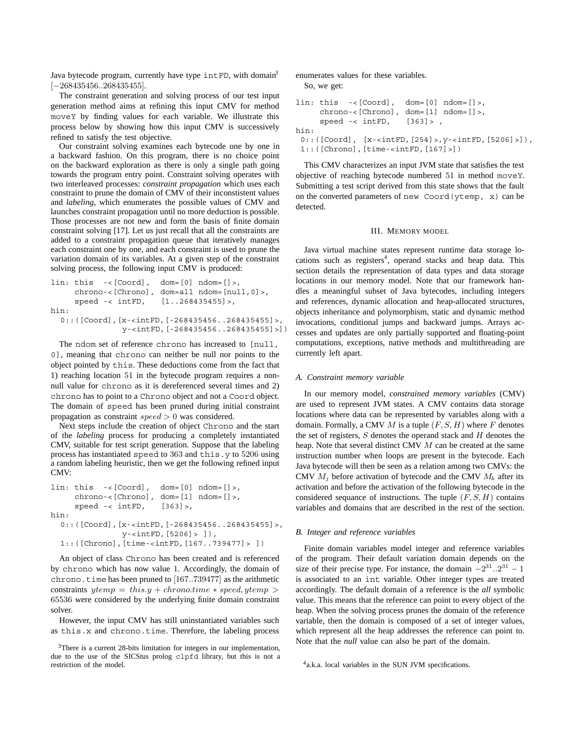Java bytecode program, currently have type intFD, with domain[3] $[-268435456..268435455]$.

The constraint generation and solving process of our test input generation method aims at refining this input CMV for method moveY by finding values for each variable. We illustrate this process below by showing how this input CMV is successively refined to satisfy the test objective.

Our constraint solving examines each bytecode one by one in a backward fashion. On this program, there is no choice point on the backward exploration as there is only a single path going towards the program entry point. Constraint solving operates with two interleaved processes: *constraint propagation* which uses each constraint to prune the domain of CMV of their inconsistent values and *labeling*, which enumerates the possible values of CMV and launches constraint propagation until no more deduction is possible. Those processes are not new and form the basis of finite domain constraint solving [17]. Let us just recall that all the constraints are added to a constraint propagation queue that iteratively manages each constraint one by one, and each constraint is used to prune the variation domain of its variables. At a given step of the constraint solving process, the following input CMV is produced:

```
lin: this  -<[Coord],  dom=[0] ndom=[]>,
     chrono-<[Chrono], dom=all ndom=[null,0]>,
     speed -< intFD,    [1..268435455]>,
hin:
  0::([Coord],[x-<intFD,[-268435456..268435455]>,
               y-<intFD,[-268435456..268435455]>])
```

The ndom set of reference chrono has increased to [null, 0], meaning that chrono can neither be null nor points to the object pointed by this. These deductions come from the fact that 1) reaching location $51$ in the bytecode program requires a non-null value for chrono as it is dereferenced several times and 2) chrono has to point to a Chrono object and not a Coord object. The domain of speed has been pruned during initial constraint propagation as constraint $speed > 0$ was considered.

Next steps include the creation of object Chrono and the start of the *labeling* process for producing a completely instantiated CMV, suitable for test script generation. Suppose that the labeling process has instantiated speed to $363$ and this.y to $5206$ using a random labeling heuristic, then we get the following refined input CMV:

```
lin: this  -<[Coord],  dom=[0] ndom=[]>,
     chrono-<[Chrono], dom=[1] ndom=[]>,
     speed -< intFD,    [363]>,
hin:
  0::([Coord],[x-<intFD,[-268435456..268435455]>,
               y-<intFD,[5206]> ]),
  1::([Chrono],[time-<intFD,[167..739477]> ])
```

An object of class Chrono has been created and is referenced by chrono which has now value 1. Accordingly, the domain of chrono.time has been pruned to $[167..739477]$ as the arithmetic constraints $ytemp = this.y + chrono.time * speed, ytemp > 65536$ were considered by the underlying finite domain constraint solver.

However, the input CMV has still uninstantiated variables such as this.x and chrono.time. Therefore, the labeling process enumerates values for these variables.

So, we get:

```
lin: this  -<[Coord],  dom=[0] ndom=[]>,
     chrono-<[Chrono], dom=[1] ndom=[]>,
     speed -< intFD,    [363]> ,
hin:
 0::([Coord], [x-<intFD,[254]>,y-<intFD,[5206]>]),
 1::([Chrono],[time-<intFD,[167]>])
```

This CMV characterizes an input JVM state that satisfies the test objective of reaching bytecode numbered $51$ in method moveY. Submitting a test script derived from this state shows that the fault on the converted parameters of new Coord(ytemp, x) can be detected.

## III. Memory model

Java virtual machine states represent runtime data storage locations such as registers[4], operand stacks and heap data. This section details the representation of data types and data storage locations in our memory model. Note that our framework handles a meaningful subset of Java bytecodes, including integers and references, dynamic allocation and heap-allocated structures, objects inheritance and polymorphism, static and dynamic method invocations, conditional jumps and backward jumps. Arrays accesses and updates are only partially supported and floating-point computations, exceptions, native methods and multithreading are currently left apart.

### A. Constraint memory variable

In our memory model, *constrained memory variables* (CMV) are used to represent JVM states. A CMV contains data storage locations where data can be represented by variables along with a domain. Formally, a CMV $M$ is a tuple $(F, S, H)$ where $F$ denotes the set of registers, $S$ denotes the operand stack and $H$ denotes the heap. Note that several distinct CMV $M$ can be created at the same instruction number when loops are present in the bytecode. Each Java bytecode will then be seen as a relation among two CMVs: the CMV $M_j$ before activation of bytecode and the CMV $M_k$ after its activation and before the activation of the following bytecode in the considered sequence of instructions. The tuple $(F, S, H)$ contains variables and domains that are described in the rest of the section.

### B. Integer and reference variables

Finite domain variables model integer and reference variables of the program. Their default variation domain depends on the size of their precise type. For instance, the domain $-2^{31}..2^{31}-1$ is associated to an int variable. Other integer types are treated accordingly. The default domain of a reference is the *all* symbolic value. This means that the reference can point to every object of the heap. When the solving process prunes the domain of the reference variable, then the domain is composed of a set of integer values, which represent all the heap addresses the reference can point to. Note that the *null* value can also be part of the domain.

[3]There is a current 28-bits limitation for integers in our implementation, due to the use of the SICStus prolog clpfd library, but this is not a restriction of the model.

[4]a.k.a. local variables in the SUN JVM specifications.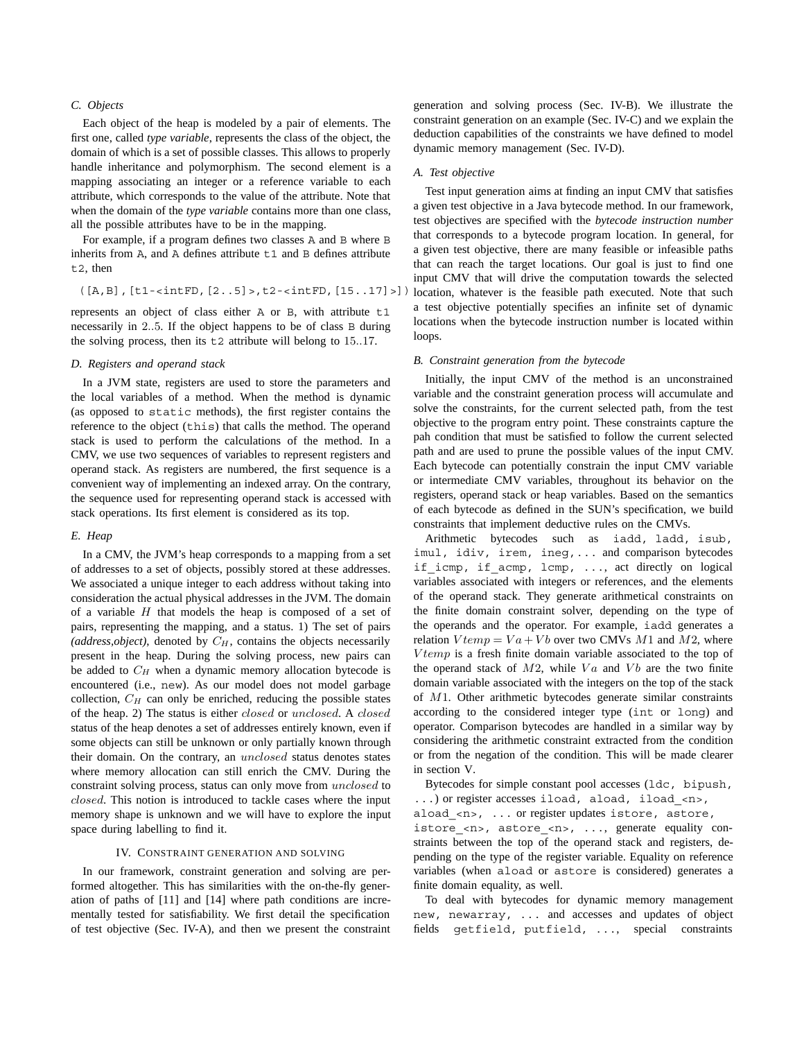### C. Objects

Each object of the heap is modeled by a pair of elements. The first one, called *type variable*, represents the class of the object, the domain of which is a set of possible classes. This allows to properly handle inheritance and polymorphism. The second element is a mapping associating an integer or a reference variable to each attribute, which corresponds to the value of the attribute. Note that when the domain of the *type variable* contains more than one class, all the possible attributes have to be in the mapping.

For example, if a program defines two classes `A` and `B` where `B` inherits from `A`, and `A` defines attribute `t1` and `B` defines attribute `t2`, then

```
([A,B],[t1-<intFD,[2..5]>,t2-<intFD,[15..17]>])
```

represents an object of class either `A` or `B`, with attribute `t1` necessarily in $2..5$. If the object happens to be of class `B` during the solving process, then its `t2` attribute will belong to $15..17$.

### D. Registers and operand stack

In a JVM state, registers are used to store the parameters and the local variables of a method. When the method is dynamic (as opposed to `static` methods), the first register contains the reference to the object (`this`) that calls the method. The operand stack is used to perform the calculations of the method. In a CMV, we use two sequences of variables to represent registers and operand stack. As registers are numbered, the first sequence is a convenient way of implementing an indexed array. On the contrary, the sequence used for representing operand stack is accessed with stack operations. Its first element is considered as its top.

### E. Heap

In a CMV, the JVM's heap corresponds to a mapping from a set of addresses to a set of objects, possibly stored at these addresses. We associated a unique integer to each address without taking into consideration the actual physical addresses in the JVM. The domain of a variable $H$ that models the heap is composed of a set of pairs, representing the mapping, and a status. 1) The set of pairs *(address,object)*, denoted by $C_H$, contains the objects necessarily present in the heap. During the solving process, new pairs can be added to $C_H$ when a dynamic memory allocation bytecode is encountered (i.e., `new`). As our model does not model garbage collection, $C_H$ can only be enriched, reducing the possible states of the heap. 2) The status is either $closed$ or $unclosed$. A $closed$ status of the heap denotes a set of addresses entirely known, even if some objects can still be unknown or only partially known through their domain. On the contrary, an $unclosed$ status denotes states where memory allocation can still enrich the CMV. During the constraint solving process, status can only move from $unclosed$ to $closed$. This notion is introduced to tackle cases where the input memory shape is unknown and we will have to explore the input space during labelling to find it.

## IV. Constraint generation and solving

In our framework, constraint generation and solving are performed altogether. This has similarities with the on-the-fly generation of paths of [11] and [14] where path conditions are incrementally tested for satisfiability. We first detail the specification of test objective (Sec. IV-A), and then we present the constraint generation and solving process (Sec. IV-B). We illustrate the constraint generation on an example (Sec. IV-C) and we explain the deduction capabilities of the constraints we have defined to model dynamic memory management (Sec. IV-D).

### A. Test objective

Test input generation aims at finding an input CMV that satisfies a given test objective in a Java bytecode method. In our framework, test objectives are specified with the *bytecode instruction number* that corresponds to a bytecode program location. In general, for a given test objective, there are many feasible or infeasible paths that can reach the target locations. Our goal is just to find one input CMV that will drive the computation towards the selected location, whatever is the feasible path executed. Note that such a test objective potentially specifies an infinite set of dynamic locations when the bytecode instruction number is located within loops.

### B. Constraint generation from the bytecode

Initially, the input CMV of the method is an unconstrained variable and the constraint generation process will accumulate and solve the constraints, for the current selected path, from the test objective to the program entry point. These constraints capture the pah condition that must be satisfied to follow the current selected path and are used to prune the possible values of the input CMV. Each bytecode can potentially constrain the input CMV variable or intermediate CMV variables, throughout its behavior on the registers, operand stack or heap variables. Based on the semantics of each bytecode as defined in the SUN's specification, we build constraints that implement deductive rules on the CMVs.

Arithmetic bytecodes such as `iadd, ladd, isub, imul, idiv, irem, ineg,...` and comparison bytecodes `if_icmp, if_acmp, lcmp, ...`, act directly on logical variables associated with integers or references, and the elements of the operand stack. They generate arithmetical constraints on the finite domain constraint solver, depending on the type of the operands and the operator. For example, `iadd` generates a relation $Vtemp = Va + Vb$ over two CMVs $M1$ and $M2$, where $Vtemp$ is a fresh finite domain variable associated to the top of the operand stack of $M2$, while $Va$ and $Vb$ are the two finite domain variable associated with the integers on the top of the stack of $M1$. Other arithmetic bytecodes generate similar constraints according to the considered integer type (`int` or `long`) and operator. Comparison bytecodes are handled in a similar way by considering the arithmetic constraint extracted from the condition or from the negation of the condition. This will be made clearer in section V.

Bytecodes for simple constant pool accesses (`ldc, bipush, ...`) or register accesses `iload, aload, iload_<n>, aload_<n>, ...` or register updates `istore, astore, istore_<n>, astore_<n>, ...`, generate equality constraints between the top of the operand stack and registers, depending on the type of the register variable. Equality on reference variables (when `aload` or `astore` is considered) generates a finite domain equality, as well.

To deal with bytecodes for dynamic memory management `new, newarray, ...` and accesses and updates of object fields `getfield, putfield, ...`, special constraints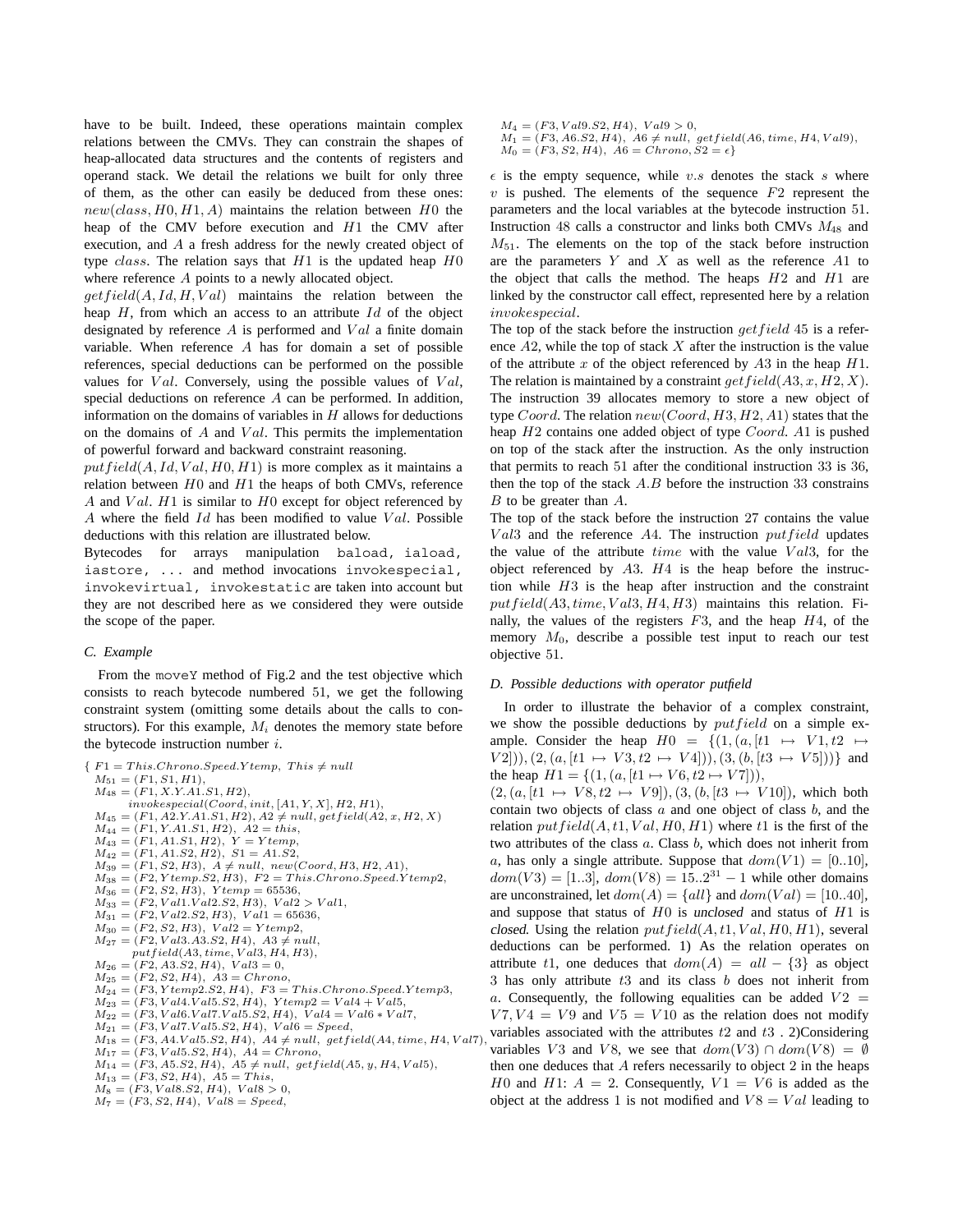have to be built. Indeed, these operations maintain complex relations between the CMVs. They can constrain the shapes of heap-allocated data structures and the contents of registers and operand stack. We detail the relations we built for only three of them, as the other can easily be deduced from these ones: $new(class, H0, H1, A)$ maintains the relation between $H0$ the heap of the CMV before execution and $H1$ the CMV after execution, and $A$ a fresh address for the newly created object of type $class$. The relation says that $H1$ is the updated heap $H0$ where reference $A$ points to a newly allocated object.

$getfield(A, Id, H, Val)$ maintains the relation between the heap $H$, from which an access to an attribute $Id$ of the object designated by reference $A$ is performed and $Val$ a finite domain variable. When reference $A$ has for domain a set of possible references, special deductions can be performed on the possible values for $Val$. Conversely, using the possible values of $Val$, special deductions on reference $A$ can be performed. In addition, information on the domains of variables in $H$ allows for deductions on the domains of $A$ and $Val$. This permits the implementation of powerful forward and backward constraint reasoning.

$putfield(A, Id, Val, H0, H1)$ is more complex as it maintains a relation between $H0$ and $H1$ the heaps of both CMVs, reference $A$ and $Val$. $H1$ is similar to $H0$ except for object referenced by $A$ where the field $Id$ has been modified to value $Val$. Possible deductions with this relation are illustrated below.

Bytecodes for arrays manipulation `baload, iaload, iastore, ...` and method invocations `invokespecial, invokevirtual, invokestatic` are taken into account but they are not described here as we considered they were outside the scope of the paper.

### C. Example

From the `moveY` method of Fig.2 and the test objective which consists to reach bytecode numbered 51, we get the following constraint system (omitting some details about the calls to constructors). For this example, $M_i$ denotes the memory state before the bytecode instruction number $i$.

$$
\begin{array}{l}
\{\ F1 = This.Chrono.Speed.Ytemp,\ This \neq null \\
\ M_{51} = (F1, S1, H1), \\
\ M_{48} = (F1, X.Y.A1.S1, H2), \\
\quad invokespecial(Coord, init, [A1, Y, X], H2, H1), \\
\ M_{45} = (F1, A2.Y.A1.S1, H2),\ A2 \neq null,\ getfield(A2, x, H2, X) \\
\ M_{44} = (F1, Y.A1.S1, H2),\ A2 = this, \\
\ M_{43} = (F1, A1.S1, H2),\ Y = Ytemp, \\
\ M_{42} = (F1, A1.S2, H2),\ S1 = A1.S2, \\
\ M_{39} = (F1, S2, H3),\ A \neq null,\ new(Coord, H3, H2, A1), \\
\ M_{38} = (F2, Ytemp.S2, H3),\ F2 = This.Chrono.Speed.Ytemp2, \\
\ M_{36} = (F2, S2, H3),\ Ytemp = 65536, \\
\ M_{33} = (F2, Val1.Val2.S2, H3),\ Val2 > Val1, \\
\ M_{31} = (F2, Val2.S2, H3),\ Val1 = 65636, \\
\ M_{30} = (F2, S2, H3),\ Val2 = Ytemp2, \\
\ M_{27} = (F2, Val3.A3.S2, H4),\ A3 \neq null, \\
\quad putfield(A3, time, Val3, H4, H3), \\
\ M_{26} = (F2, A3.S2, H4),\ Val3 = 0, \\
\ M_{25} = (F2, S2, H4),\ A3 = Chrono, \\
\ M_{24} = (F3, Ytemp2.S2, H4),\ F3 = This.Chrono.Speed.Ytemp3, \\
\ M_{23} = (F3, Val4.Val5.S2, H4),\ Ytemp2 = Val4 + Val5, \\
\ M_{22} = (F3, Val6.Val7.Val5.S2, H4),\ Val4 = Val6 * Val7, \\
\ M_{21} = (F3, Val7.Val5.S2, H4),\ Val6 = Speed, \\
\ M_{18} = (F3, A4.Val5.S2, H4),\ A4 \neq null,\ getfield(A4, time, H4, Val7), \\
\ M_{17} = (F3, Val5.S2, H4),\ A4 = Chrono, \\
\ M_{14} = (F3, A5.S2, H4),\ A5 \neq null,\ getfield(A5, y, H4, Val5), \\
\ M_{13} = (F3, S2, H4),\ A5 = This, \\
\ M_{8} = (F3, Val8.S2, H4),\ Val8 > 0, \\
\ M_{7} = (F3, S2, H4),\ Val8 = Speed, \\
\ M_{4} = (F3, Val9.S2, H4),\ Val9 > 0, \\
\ M_{1} = (F3, A6.S2, H4),\ A6 \neq null,\ getfield(A6, time, H4, Val9), \\
\ M_{0} = (F3, S2, H4),\ A6 = Chrono, S2 = \epsilon\}
\end{array}
$$

$\epsilon$ is the empty sequence, while $v.s$ denotes the stack $s$ where $v$ is pushed. The elements of the sequence $F2$ represent the parameters and the local variables at the bytecode instruction 51. Instruction 48 calls a constructor and links both CMVs $M_{48}$ and $M_{51}$. The elements on the top of the stack before instruction are the parameters $Y$ and $X$ as well as the reference $A1$ to the object that calls the method. The heaps $H2$ and $H1$ are linked by the constructor call effect, represented here by a relation $invokespecial$.

The top of the stack before the instruction $getfield$ 45 is a reference $A2$, while the top of stack $X$ after the instruction is the value of the attribute $x$ of the object referenced by $A3$ in the heap $H1$. The relation is maintained by a constraint $getfield(A3, x, H2, X)$. The instruction 39 allocates memory to store a new object of type $Coord$. The relation $new(Coord, H3, H2, A1)$ states that the heap $H2$ contains one added object of type $Coord$. $A1$ is pushed on top of the stack after the instruction. As the only instruction that permits to reach 51 after the conditional instruction 33 is 36, then the top of the stack $A.B$ before the instruction 33 constrains $B$ to be greater than $A$.

The top of the stack before the instruction 27 contains the value $Val3$ and the reference $A4$. The instruction $putfield$ updates the value of the attribute $time$ with the value $Val3$, for the object referenced by $A3$. $H4$ is the heap before the instruction while $H3$ is the heap after instruction and the constraint $putfield(A3, time, Val3, H4, H3)$ maintains this relation. Finally, the values of the registers $F3$, and the heap $H4$, of the memory $M_0$, describe a possible test input to reach our test objective 51.

### D. Possible deductions with operator putfield

In order to illustrate the behavior of a complex constraint, we show the possible deductions by $putfield$ on a simple example. Consider the heap $H0 = \{(1, (a, [t1 \mapsto V1, t2 \mapsto V2])), (2, (a, [t1 \mapsto V3, t2 \mapsto V4])), (3, (b, [t3 \mapsto V5]))\}$ and the heap $H1 = \{(1, (a, [t1 \mapsto V6, t2 \mapsto V7])),$ $(2, (a, [t1 \mapsto V8, t2 \mapsto V9]), (3, (b, [t3 \mapsto V10]),$ which both contain two objects of class $a$ and one object of class $b$, and the relation $putfield(A, t1, Val, H0, H1)$ where $t1$ is the first of the two attributes of the class $a$. Class $b$, which does not inherit from $a$, has only a single attribute. Suppose that $dom(V1) = [0..10]$, $dom(V3) = [1..3]$, $dom(V8) = 15..2^{31} - 1$ while other domains are unconstrained, let $dom(A) = \{all\}$ and $dom(Val) = [10..40]$, and suppose that status of $H0$ is *unclosed* and status of $H1$ is *closed*. Using the relation $putfield(A, t1, Val, H0, H1)$, several deductions can be performed. 1) As the relation operates on attribute $t1$, one deduces that $dom(A) = all - \{3\}$ as object 3 has only attribute $t3$ and its class $b$ does not inherit from $a$. Consequently, the following equalities can be added $V2 = V7, V4 = V9$ and $V5 = V10$ as the relation does not modify variables associated with the attributes $t2$ and $t3$ . 2)Considering variables $V3$ and $V8$, we see that $dom(V3) \cap dom(V8) = \emptyset$ then one deduces that $A$ refers necessarily to object 2 in the heaps $H0$ and $H1$: $A = 2$. Consequently, $V1 = V6$ is added as the object at the address 1 is not modified and $V8 = Val$ leading to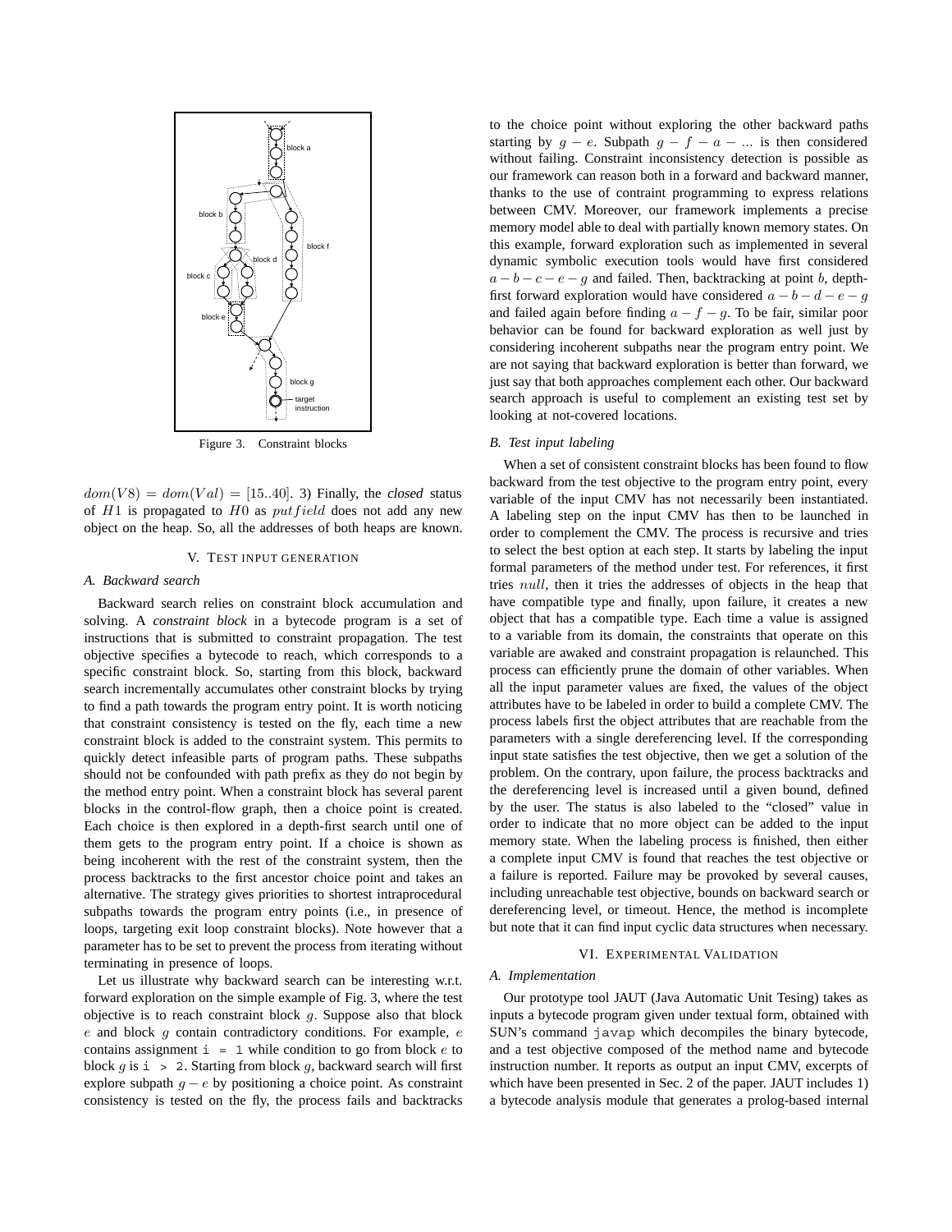block a

block b

block f

block d

block c

block e

block g

target instruction

Figure 3. Constraint blocks

$dom(V8) = dom(Val) = [15..40]$. 3) Finally, the *closed* status of $H1$ is propagated to $H0$ as $putfield$ does not add any new object on the heap. So, all the addresses of both heaps are known.

## V. Test input generation

### A. Backward search

Backward search relies on constraint block accumulation and solving. A *constraint block* in a bytecode program is a set of instructions that is submitted to constraint propagation. The test objective specifies a bytecode to reach, which corresponds to a specific constraint block. So, starting from this block, backward search incrementally accumulates other constraint blocks by trying to find a path towards the program entry point. It is worth noticing that constraint consistency is tested on the fly, each time a new constraint block is added to the constraint system. This permits to quickly detect infeasible parts of program paths. These subpaths should not be confounded with path prefix as they do not begin by the method entry point. When a constraint block has several parent blocks in the control-flow graph, then a choice point is created. Each choice is then explored in a depth-first search until one of them gets to the program entry point. If a choice is shown as being incoherent with the rest of the constraint system, then the process backtracks to the first ancestor choice point and takes an alternative. The strategy gives priorities to shortest intraprocedural subpaths towards the program entry points (i.e., in presence of loops, targeting exit loop constraint blocks). Note however that a parameter has to be set to prevent the process from iterating without terminating in presence of loops.

Let us illustrate why backward search can be interesting w.r.t. forward exploration on the simple example of Fig. 3, where the test objective is to reach constraint block $g$. Suppose also that block $e$ and block $g$ contain contradictory conditions. For example, $e$ contains assignment `i = 1` while condition to go from block $e$ to block $g$ is `i > 2`. Starting from block $g$, backward search will first explore subpath $g - e$ by positioning a choice point. As constraint consistency is tested on the fly, the process fails and backtracks to the choice point without exploring the other backward paths starting by $g - e$. Subpath $g - f - a - ...$ is then considered without failing. Constraint inconsistency detection is possible as our framework can reason both in a forward and backward manner, thanks to the use of contraint programming to express relations between CMV. Moreover, our framework implements a precise memory model able to deal with partially known memory states. On this example, forward exploration such as implemented in several dynamic symbolic execution tools would have first considered $a - b - c - e - g$ and failed. Then, backtracking at point $b$, depth-first forward exploration would have considered $a - b - d - e - g$ and failed again before finding $a - f - g$. To be fair, similar poor behavior can be found for backward exploration as well just by considering incoherent subpaths near the program entry point. We are not saying that backward exploration is better than forward, we just say that both approaches complement each other. Our backward search approach is useful to complement an existing test set by looking at not-covered locations.

### B. Test input labeling

When a set of consistent constraint blocks has been found to flow backward from the test objective to the program entry point, every variable of the input CMV has not necessarily been instantiated. A labeling step on the input CMV has then to be launched in order to complement the CMV. The process is recursive and tries to select the best option at each step. It starts by labeling the input formal parameters of the method under test. For references, it first tries $null$, then it tries the addresses of objects in the heap that have compatible type and finally, upon failure, it creates a new object that has a compatible type. Each time a value is assigned to a variable from its domain, the constraints that operate on this variable are awaked and constraint propagation is relaunched. This process can efficiently prune the domain of other variables. When all the input parameter values are fixed, the values of the object attributes have to be labeled in order to build a complete CMV. The process labels first the object attributes that are reachable from the parameters with a single dereferencing level. If the corresponding input state satisfies the test objective, then we get a solution of the problem. On the contrary, upon failure, the process backtracks and the dereferencing level is increased until a given bound, defined by the user. The status is also labeled to the "closed" value in order to indicate that no more object can be added to the input memory state. When the labeling process is finished, then either a complete input CMV is found that reaches the test objective or a failure is reported. Failure may be provoked by several causes, including unreachable test objective, bounds on backward search or dereferencing level, or timeout. Hence, the method is incomplete but note that it can find input cyclic data structures when necessary.

## VI. Experimental Validation

### A. Implementation

Our prototype tool JAUT (Java Automatic Unit Tesing) takes as inputs a bytecode program given under textual form, obtained with SUN's command `javap` which decompiles the binary bytecode, and a test objective composed of the method name and bytecode instruction number. It reports as output an input CMV, excerpts of which have been presented in Sec. 2 of the paper. JAUT includes 1) a bytecode analysis module that generates a prolog-based internal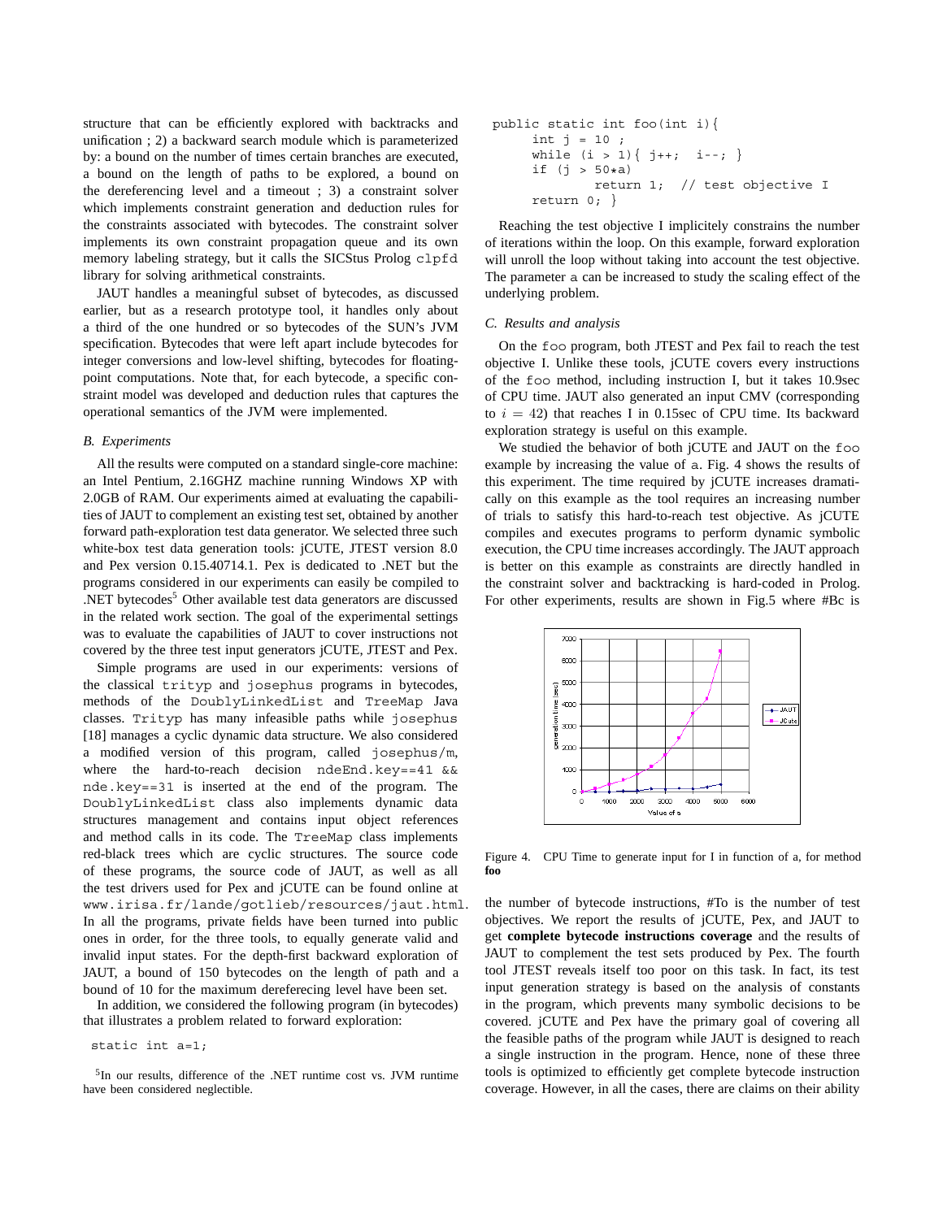structure that can be efficiently explored with backtracks and unification ; 2) a backward search module which is parameterized by: a bound on the number of times certain branches are executed, a bound on the length of paths to be explored, a bound on the dereferencing level and a timeout ; 3) a constraint solver which implements constraint generation and deduction rules for the constraints associated with bytecodes. The constraint solver implements its own constraint propagation queue and its own memory labeling strategy, but it calls the SICStus Prolog `clpfd` library for solving arithmetical constraints.

JAUT handles a meaningful subset of bytecodes, as discussed earlier, but as a research prototype tool, it handles only about a third of the one hundred or so bytecodes of the SUN's JVM specification. Bytecodes that were left apart include bytecodes for integer conversions and low-level shifting, bytecodes for floating-point computations. Note that, for each bytecode, a specific constraint model was developed and deduction rules that captures the operational semantics of the JVM were implemented.

### B. Experiments

All the results were computed on a standard single-core machine: an Intel Pentium, 2.16GHZ machine running Windows XP with 2.0GB of RAM. Our experiments aimed at evaluating the capabilities of JAUT to complement an existing test set, obtained by another forward path-exploration test data generator. We selected three such white-box test data generation tools: jCUTE, JTEST version 8.0 and Pex version 0.15.40714.1. Pex is dedicated to .NET but the programs considered in our experiments can easily be compiled to .NET bytecodes[5] Other available test data generators are discussed in the related work section. The goal of the experimental settings was to evaluate the capabilities of JAUT to cover instructions not covered by the three test input generators jCUTE, JTEST and Pex.

Simple programs are used in our experiments: versions of the classical `trityp` and `josephus` programs in bytecodes, methods of the `DoublyLinkedList` and `TreeMap` Java classes. `Trityp` has many infeasible paths while `josephus` [18] manages a cyclic dynamic data structure. We also considered a modified version of this program, called `josephus/m`, where the hard-to-reach decision `ndeEnd.key==41 && nde.key==31` is inserted at the end of the program. The `DoublyLinkedList` class also implements dynamic data structures management and contains input object references and method calls in its code. The `TreeMap` class implements red-black trees which are cyclic structures. The source code of these programs, the source code of JAUT, as well as all the test drivers used for Pex and jCUTE can be found online at `www.irisa.fr/lande/gotlieb/resources/jaut.html`. In all the programs, private fields have been turned into public ones in order, for the three tools, to equally generate valid and invalid input states. For the depth-first backward exploration of JAUT, a bound of 150 bytecodes on the length of path and a bound of 10 for the maximum dereferecing level have been set.

In addition, we considered the following program (in bytecodes) that illustrates a problem related to forward exploration:

```
static int a=1;
```

[5] In our results, difference of the .NET runtime cost vs. JVM runtime have been considered neglectible.

```
public static int foo(int i){
      int j = 10 ;
      while (i > 1){ j++;  i--; }
      if (j > 50*a)
            return 1;  // test objective I
      return 0; }
```

Reaching the test objective I implicitely constrains the number of iterations within the loop. On this example, forward exploration will unroll the loop without taking into account the test objective. The parameter `a` can be increased to study the scaling effect of the underlying problem.

### C. Results and analysis

On the `foo` program, both JTEST and Pex fail to reach the test objective I. Unlike these tools, jCUTE covers every instructions of the `foo` method, including instruction I, but it takes 10.9sec of CPU time. JAUT also generated an input CMV (corresponding to $i = 42$) that reaches I in 0.15sec of CPU time. Its backward exploration strategy is useful on this example.

We studied the behavior of both jCUTE and JAUT on the `foo` example by increasing the value of `a`. Fig. 4 shows the results of this experiment. The time required by jCUTE increases dramatically on this example as the tool requires an increasing number of trials to satisfy this hard-to-reach test objective. As jCUTE compiles and executes programs to perform dynamic symbolic execution, the CPU time increases accordingly. The JAUT approach is better on this example as constraints are directly handled in the constraint solver and backtracking is hard-coded in Prolog. For other experiments, results are shown in Fig.5 where #Bc is

Figure 4. CPU Time to generate input for I in function of a, for method **foo**

the number of bytecode instructions, #To is the number of test objectives. We report the results of jCUTE, Pex, and JAUT to get **complete bytecode instructions coverage** and the results of JAUT to complement the test sets produced by Pex. The fourth tool JTEST reveals itself too poor on this task. In fact, its test input generation strategy is based on the analysis of constants in the program, which prevents many symbolic decisions to be covered. jCUTE and Pex have the primary goal of covering all the feasible paths of the program while JAUT is designed to reach a single instruction in the program. Hence, none of these three tools is optimized to efficiently get complete bytecode instruction coverage. However, in all the cases, there are claims on their ability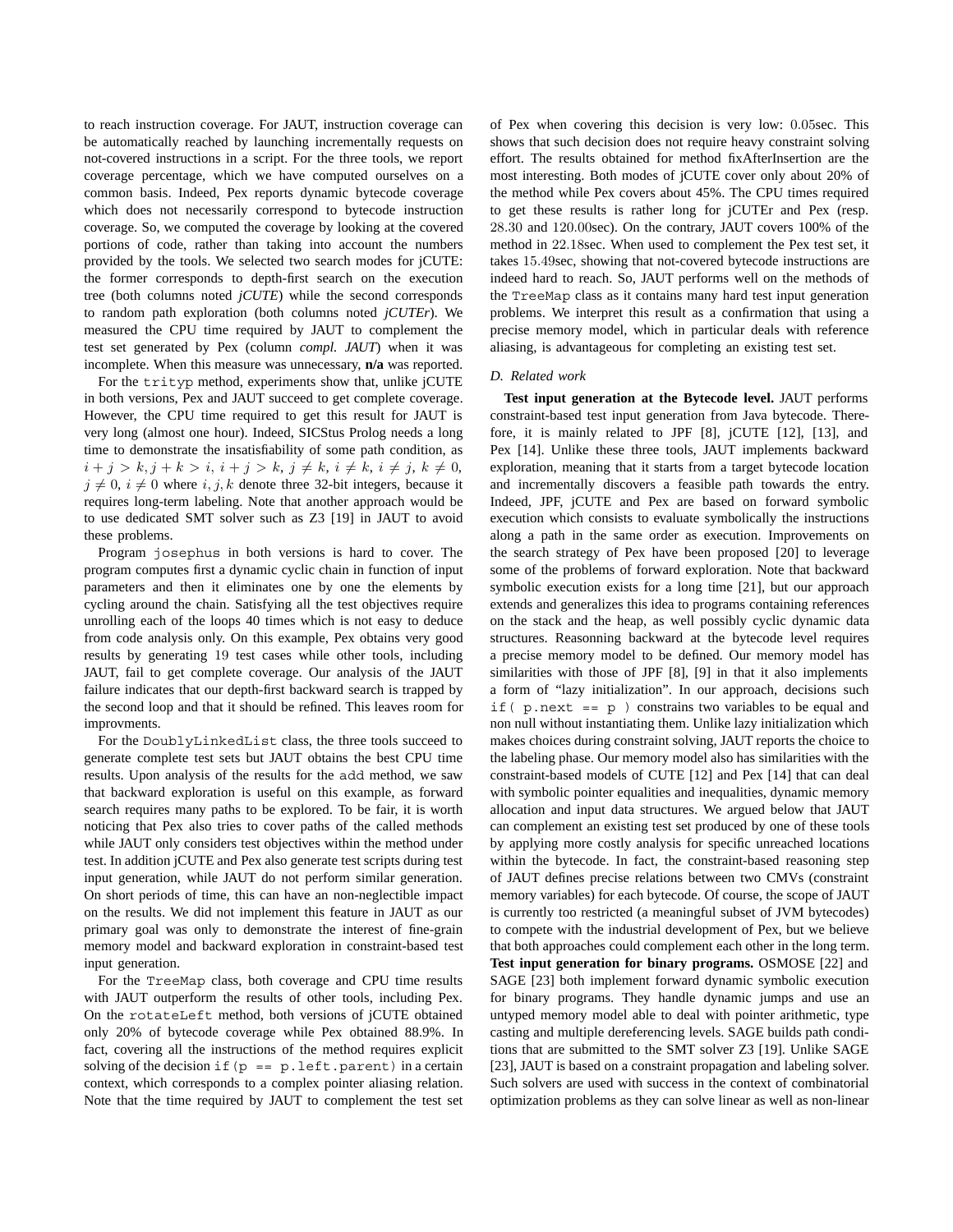to reach instruction coverage. For JAUT, instruction coverage can be automatically reached by launching incrementally requests on not-covered instructions in a script. For the three tools, we report coverage percentage, which we have computed ourselves on a common basis. Indeed, Pex reports dynamic bytecode coverage which does not necessarily correspond to bytecode instruction coverage. So, we computed the coverage by looking at the covered portions of code, rather than taking into account the numbers provided by the tools. We selected two search modes for jCUTE: the former corresponds to depth-first search on the execution tree (both columns noted *jCUTE*) while the second corresponds to random path exploration (both columns noted *jCUTEr*). We measured the CPU time required by JAUT to complement the test set generated by Pex (column *compl. JAUT*) when it was incomplete. When this measure was unnecessary, **n/a** was reported.

For the `trityp` method, experiments show that, unlike jCUTE in both versions, Pex and JAUT succeed to get complete coverage. However, the CPU time required to get this result for JAUT is very long (almost one hour). Indeed, SICStus Prolog needs a long time to demonstrate the insatisfiability of some path condition, as $i + j > k, j + k > i, i + j > k, j \neq k, i \neq k, i \neq j, k \neq 0, j \neq 0, i \neq 0$ where $i, j, k$ denote three 32-bit integers, because it requires long-term labeling. Note that another approach would be to use dedicated SMT solver such as Z3 [19] in JAUT to avoid these problems.

Program `josephus` in both versions is hard to cover. The program computes first a dynamic cyclic chain in function of input parameters and then it eliminates one by one the elements by cycling around the chain. Satisfying all the test objectives require unrolling each of the loops 40 times which is not easy to deduce from code analysis only. On this example, Pex obtains very good results by generating $19$ test cases while other tools, including JAUT, fail to get complete coverage. Our analysis of the JAUT failure indicates that our depth-first backward search is trapped by the second loop and that it should be refined. This leaves room for improvments.

For the `DoublyLinkedList` class, the three tools succeed to generate complete test sets but JAUT obtains the best CPU time results. Upon analysis of the results for the `add` method, we saw that backward exploration is useful on this example, as forward search requires many paths to be explored. To be fair, it is worth noticing that Pex also tries to cover paths of the called methods while JAUT only considers test objectives within the method under test. In addition jCUTE and Pex also generate test scripts during test input generation, while JAUT do not perform similar generation. On short periods of time, this can have an non-neglectible impact on the results. We did not implement this feature in JAUT as our primary goal was only to demonstrate the interest of fine-grain memory model and backward exploration in constraint-based test input generation.

For the `TreeMap` class, both coverage and CPU time results with JAUT outperform the results of other tools, including Pex. On the `rotateLeft` method, both versions of jCUTE obtained only 20% of bytecode coverage while Pex obtained 88.9%. In fact, covering all the instructions of the method requires explicit solving of the decision `if(p == p.left.parent)` in a certain context, which corresponds to a complex pointer aliasing relation. Note that the time required by JAUT to complement the test set of Pex when covering this decision is very low: $0.05$sec. This shows that such decision does not require heavy constraint solving effort. The results obtained for method fixAfterInsertion are the most interesting. Both modes of jCUTE cover only about 20% of the method while Pex covers about 45%. The CPU times required to get these results is rather long for jCUTEr and Pex (resp. $28.30$ and $120.00$sec). On the contrary, JAUT covers 100% of the method in $22.18$sec. When used to complement the Pex test set, it takes $15.49$sec, showing that not-covered bytecode instructions are indeed hard to reach. So, JAUT performs well on the methods of the `TreeMap` class as it contains many hard test input generation problems. We interpret this result as a confirmation that using a precise memory model, which in particular deals with reference aliasing, is advantageous for completing an existing test set.

### D. Related work

**Test input generation at the Bytecode level.** JAUT performs constraint-based test input generation from Java bytecode. Therefore, it is mainly related to JPF [8], jCUTE [12], [13], and Pex [14]. Unlike these three tools, JAUT implements backward exploration, meaning that it starts from a target bytecode location and incrementally discovers a feasible path towards the entry. Indeed, JPF, jCUTE and Pex are based on forward symbolic execution which consists to evaluate symbolically the instructions along a path in the same order as execution. Improvements on the search strategy of Pex have been proposed [20] to leverage some of the problems of forward exploration. Note that backward symbolic execution exists for a long time [21], but our approach extends and generalizes this idea to programs containing references on the stack and the heap, as well possibly cyclic dynamic data structures. Reasonning backward at the bytecode level requires a precise memory model to be defined. Our memory model has similarities with those of JPF [8], [9] in that it also implements a form of "lazy initialization". In our approach, decisions such `if( p.next == p )` constrains two variables to be equal and non null without instantiating them. Unlike lazy initialization which makes choices during constraint solving, JAUT reports the choice to the labeling phase. Our memory model also has similarities with the constraint-based models of CUTE [12] and Pex [14] that can deal with symbolic pointer equalities and inequalities, dynamic memory allocation and input data structures. We argued below that JAUT can complement an existing test set produced by one of these tools by applying more costly analysis for specific unreached locations within the bytecode. In fact, the constraint-based reasoning step of JAUT defines precise relations between two CMVs (constraint memory variables) for each bytecode. Of course, the scope of JAUT is currently too restricted (a meaningful subset of JVM bytecodes) to compete with the industrial development of Pex, but we believe that both approaches could complement each other in the long term.

**Test input generation for binary programs.** OSMOSE [22] and SAGE [23] both implement forward dynamic symbolic execution for binary programs. They handle dynamic jumps and use an untyped memory model able to deal with pointer arithmetic, type casting and multiple dereferencing levels. SAGE builds path conditions that are submitted to the SMT solver Z3 [19]. Unlike SAGE [23], JAUT is based on a constraint propagation and labeling solver. Such solvers are used with success in the context of combinatorial optimization problems as they can solve linear as well as non-linear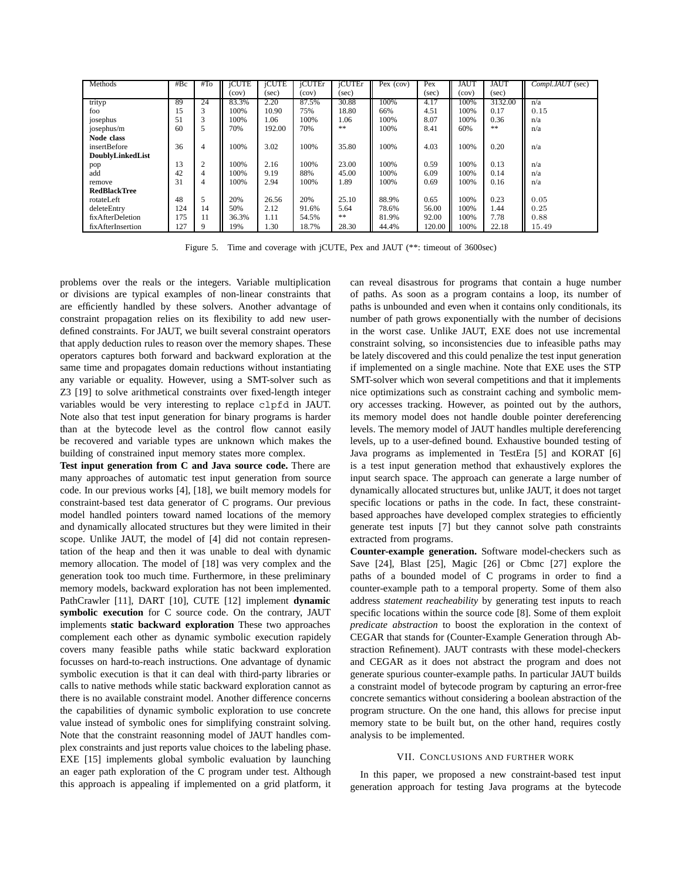| Methods | #Bc | #To | jCUTE (cov) | jCUTE (sec) | jCUTEr (cov) | jCUTEr (sec) | Pex (cov) | Pex (sec) | JAUT (cov) | JAUT (sec) | *Compl.JAUT* (sec) |
|---|---|---|---|---|---|---|---|---|---|---|---|
| trityp | 89 | 24 | 83.3% | 2.20 | 87.5% | 30.88 | 100% | 4.17 | 100% | 3132.00 | n/a |
| foo | 15 | 3 | 100% | 10.90 | 75% | 18.80 | 66% | 4.51 | 100% | 0.17 | 0.15 |
| josephus | 51 | 3 | 100% | 1.06 | 100% | 1.06 | 100% | 8.07 | 100% | 0.36 | n/a |
| josephus/m | 60 | 5 | 70% | 192.00 | 70% | ** | 100% | 8.41 | 60% | ** | n/a |
| **Node class** | | | | | | | | | | | |
| insertBefore | 36 | 4 | 100% | 3.02 | 100% | 35.80 | 100% | 4.03 | 100% | 0.20 | n/a |
| **DoublyLinkedList** | | | | | | | | | | | |
| pop | 13 | 2 | 100% | 2.16 | 100% | 23.00 | 100% | 0.59 | 100% | 0.13 | n/a |
| add | 42 | 4 | 100% | 9.19 | 88% | 45.00 | 100% | 6.09 | 100% | 0.14 | n/a |
| remove | 31 | 4 | 100% | 2.94 | 100% | 1.89 | 100% | 0.69 | 100% | 0.16 | n/a |
| **RedBlackTree** | | | | | | | | | | | |
| rotateLeft | 48 | 5 | 20% | 26.56 | 20% | 25.10 | 88.9% | 0.65 | 100% | 0.23 | 0.05 |
| deleteEntry | 124 | 14 | 50% | 2.12 | 91.6% | 5.64 | 78.6% | 56.00 | 100% | 1.44 | 0.25 |
| fixAfterDeletion | 175 | 11 | 36.3% | 1.11 | 54.5% | ** | 81.9% | 92.00 | 100% | 7.78 | 0.88 |
| fixAfterInsertion | 127 | 9 | 19% | 1.30 | 18.7% | 28.30 | 44.4% | 120.00 | 100% | 22.18 | 15.49 |

Figure 5. Time and coverage with jCUTE, Pex and JAUT (**: timeout of 3600sec)

problems over the reals or the integers. Variable multiplication or divisions are typical examples of non-linear constraints that are efficiently handled by these solvers. Another advantage of constraint propagation relies on its flexibility to add new user-defined constraints. For JAUT, we built several constraint operators that apply deduction rules to reason over the memory shapes. These operators captures both forward and backward exploration at the same time and propagates domain reductions without instantiating any variable or equality. However, using a SMT-solver such as Z3 [19] to solve arithmetical constraints over fixed-length integer variables would be very interesting to replace `clpfd` in JAUT. Note also that test input generation for binary programs is harder than at the bytecode level as the control flow cannot easily be recovered and variable types are unknown which makes the building of constrained input memory states more complex.

**Test input generation from C and Java source code.** There are many approaches of automatic test input generation from source code. In our previous works [4], [18], we built memory models for constraint-based test data generator of C programs. Our previous model handled pointers toward named locations of the memory and dynamically allocated structures but they were limited in their scope. Unlike JAUT, the model of [4] did not contain representation of the heap and then it was unable to deal with dynamic memory allocation. The model of [18] was very complex and the generation took too much time. Furthermore, in these preliminary memory models, backward exploration has not been implemented. PathCrawler [11], DART [10], CUTE [12] implement **dynamic symbolic execution** for C source code. On the contrary, JAUT implements **static backward exploration** These two approaches complement each other as dynamic symbolic execution rapidely covers many feasible paths while static backward exploration focusses on hard-to-reach instructions. One advantage of dynamic symbolic execution is that it can deal with third-party libraries or calls to native methods while static backward exploration cannot as there is no available constraint model. Another difference concerns the capabilities of dynamic symbolic exploration to use concrete value instead of symbolic ones for simplifying constraint solving. Note that the constraint reasonning model of JAUT handles complex constraints and just reports value choices to the labeling phase. EXE [15] implements global symbolic evaluation by launching an eager path exploration of the C program under test. Although this approach is appealing if implemented on a grid platform, it can reveal disastrous for programs that contain a huge number of paths. As soon as a program contains a loop, its number of paths is unbounded and even when it contains only conditionals, its number of path grows exponentially with the number of decisions in the worst case. Unlike JAUT, EXE does not use incremental constraint solving, so inconsistencies due to infeasible paths may be lately discovered and this could penalize the test input generation if implemented on a single machine. Note that EXE uses the STP SMT-solver which won several competitions and that it implements nice optimizations such as constraint caching and symbolic memory accesses tracking. However, as pointed out by the authors, its memory model does not handle double pointer dereferencing levels. The memory model of JAUT handles multiple dereferencing levels, up to a user-defined bound. Exhaustive bounded testing of Java programs as implemented in TestEra [5] and KORAT [6] is a test input generation method that exhaustively explores the input search space. The approach can generate a large number of dynamically allocated structures but, unlike JAUT, it does not target specific locations or paths in the code. In fact, these constraint-based approaches have developed complex strategies to efficiently generate test inputs [7] but they cannot solve path constraints extracted from programs.

**Counter-example generation.** Software model-checkers such as Save [24], Blast [25], Magic [26] or Cbmc [27] explore the paths of a bounded model of C programs in order to find a counter-example path to a temporal property. Some of them also address *statement reacheability* by generating test inputs to reach specific locations within the source code [8]. Some of them exploit *predicate abstraction* to boost the exploration in the context of CEGAR that stands for (Counter-Example Generation through Abstraction Refinement). JAUT contrasts with these model-checkers and CEGAR as it does not abstract the program and does not generate spurious counter-example paths. In particular JAUT builds a constraint model of bytecode program by capturing an error-free concrete semantics without considering a boolean abstraction of the program structure. On the one hand, this allows for precise input memory state to be built but, on the other hand, requires costly analysis to be implemented.

## VII. Conclusions and further work

In this paper, we proposed a new constraint-based test input generation approach for testing Java programs at the bytecode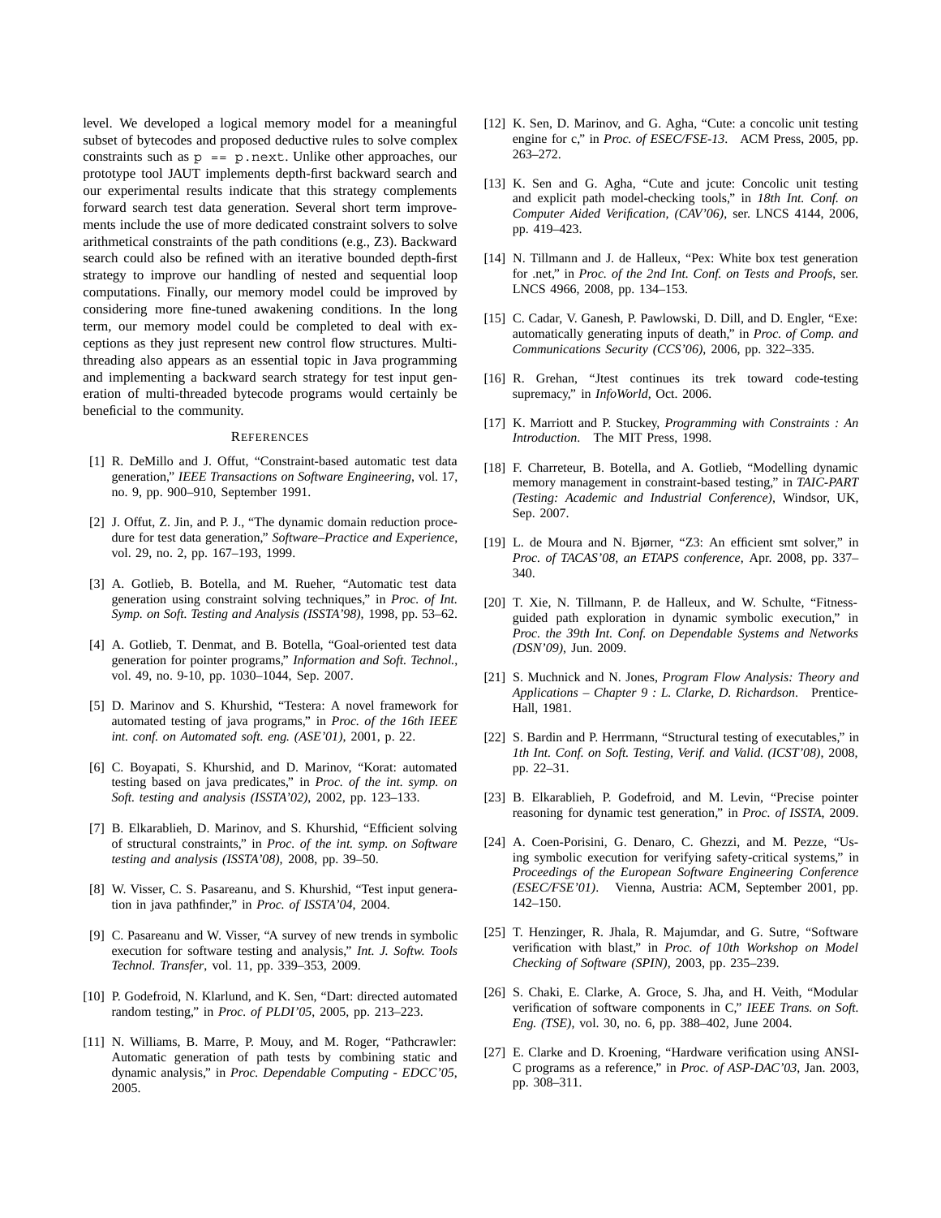level. We developed a logical memory model for a meaningful subset of bytecodes and proposed deductive rules to solve complex constraints such as `p == p.next`. Unlike other approaches, our prototype tool JAUT implements depth-first backward search and our experimental results indicate that this strategy complements forward search test data generation. Several short term improvements include the use of more dedicated constraint solvers to solve arithmetical constraints of the path conditions (e.g., Z3). Backward search could also be refined with an iterative bounded depth-first strategy to improve our handling of nested and sequential loop computations. Finally, our memory model could be improved by considering more fine-tuned awakening conditions. In the long term, our memory model could be completed to deal with exceptions as they just represent new control flow structures. Multi-threading also appears as an essential topic in Java programming and implementing a backward search strategy for test input generation of multi-threaded bytecode programs would certainly be beneficial to the community.

## References

[1] R. DeMillo and J. Offut, "Constraint-based automatic test data generation," *IEEE Transactions on Software Engineering*, vol. 17, no. 9, pp. 900–910, September 1991.

[2] J. Offut, Z. Jin, and P. J., "The dynamic domain reduction procedure for test data generation," *Software–Practice and Experience*, vol. 29, no. 2, pp. 167–193, 1999.

[3] A. Gotlieb, B. Botella, and M. Rueher, "Automatic test data generation using constraint solving techniques," in *Proc. of Int. Symp. on Soft. Testing and Analysis (ISSTA'98)*, 1998, pp. 53–62.

[4] A. Gotlieb, T. Denmat, and B. Botella, "Goal-oriented test data generation for pointer programs," *Information and Soft. Technol.*, vol. 49, no. 9-10, pp. 1030–1044, Sep. 2007.

[5] D. Marinov and S. Khurshid, "Testera: A novel framework for automated testing of java programs," in *Proc. of the 16th IEEE int. conf. on Automated soft. eng. (ASE'01)*, 2001, p. 22.

[6] C. Boyapati, S. Khurshid, and D. Marinov, "Korat: automated testing based on java predicates," in *Proc. of the int. symp. on Soft. testing and analysis (ISSTA'02)*, 2002, pp. 123–133.

[7] B. Elkarablieh, D. Marinov, and S. Khurshid, "Efficient solving of structural constraints," in *Proc. of the int. symp. on Software testing and analysis (ISSTA'08)*, 2008, pp. 39–50.

[8] W. Visser, C. S. Pasareanu, and S. Khurshid, "Test input generation in java pathfinder," in *Proc. of ISSTA'04*, 2004.

[9] C. Pasareanu and W. Visser, "A survey of new trends in symbolic execution for software testing and analysis," *Int. J. Softw. Tools Technol. Transfer*, vol. 11, pp. 339–353, 2009.

[10] P. Godefroid, N. Klarlund, and K. Sen, "Dart: directed automated random testing," in *Proc. of PLDI'05*, 2005, pp. 213–223.

[11] N. Williams, B. Marre, P. Mouy, and M. Roger, "Pathcrawler: Automatic generation of path tests by combining static and dynamic analysis," in *Proc. Dependable Computing - EDCC'05*, 2005.

[12] K. Sen, D. Marinov, and G. Agha, "Cute: a concolic unit testing engine for c," in *Proc. of ESEC/FSE-13*. ACM Press, 2005, pp. 263–272.

[13] K. Sen and G. Agha, "Cute and jcute: Concolic unit testing and explicit path model-checking tools," in *18th Int. Conf. on Computer Aided Verification, (CAV'06)*, ser. LNCS 4144, 2006, pp. 419–423.

[14] N. Tillmann and J. de Halleux, "Pex: White box test generation for .net," in *Proc. of the 2nd Int. Conf. on Tests and Proofs*, ser. LNCS 4966, 2008, pp. 134–153.

[15] C. Cadar, V. Ganesh, P. Pawlowski, D. Dill, and D. Engler, "Exe: automatically generating inputs of death," in *Proc. of Comp. and Communications Security (CCS'06)*, 2006, pp. 322–335.

[16] R. Grehan, "Jtest continues its trek toward code-testing supremacy," in *InfoWorld*, Oct. 2006.

[17] K. Marriott and P. Stuckey, *Programming with Constraints : An Introduction*. The MIT Press, 1998.

[18] F. Charreteur, B. Botella, and A. Gotlieb, "Modelling dynamic memory management in constraint-based testing," in *TAIC-PART (Testing: Academic and Industrial Conference)*, Windsor, UK, Sep. 2007.

[19] L. de Moura and N. Bjørner, "Z3: An efficient smt solver," in *Proc. of TACAS'08, an ETAPS conference*, Apr. 2008, pp. 337–340.

[20] T. Xie, N. Tillmann, P. de Halleux, and W. Schulte, "Fitness-guided path exploration in dynamic symbolic execution," in *Proc. the 39th Int. Conf. on Dependable Systems and Networks (DSN'09)*, Jun. 2009.

[21] S. Muchnick and N. Jones, *Program Flow Analysis: Theory and Applications – Chapter 9 : L. Clarke, D. Richardson*. Prentice-Hall, 1981.

[22] S. Bardin and P. Herrmann, "Structural testing of executables," in *1th Int. Conf. on Soft. Testing, Verif. and Valid. (ICST'08)*, 2008, pp. 22–31.

[23] B. Elkarablieh, P. Godefroid, and M. Levin, "Precise pointer reasoning for dynamic test generation," in *Proc. of ISSTA*, 2009.

[24] A. Coen-Porisini, G. Denaro, C. Ghezzi, and M. Pezze, "Using symbolic execution for verifying safety-critical systems," in *Proceedings of the European Software Engineering Conference (ESEC/FSE'01)*. Vienna, Austria: ACM, September 2001, pp. 142–150.

[25] T. Henzinger, R. Jhala, R. Majumdar, and G. Sutre, "Software verification with blast," in *Proc. of 10th Workshop on Model Checking of Software (SPIN)*, 2003, pp. 235–239.

[26] S. Chaki, E. Clarke, A. Groce, S. Jha, and H. Veith, "Modular verification of software components in C," *IEEE Trans. on Soft. Eng. (TSE)*, vol. 30, no. 6, pp. 388–402, June 2004.

[27] E. Clarke and D. Kroening, "Hardware verification using ANSI-C programs as a reference," in *Proc. of ASP-DAC'03*, Jan. 2003, pp. 308–311.